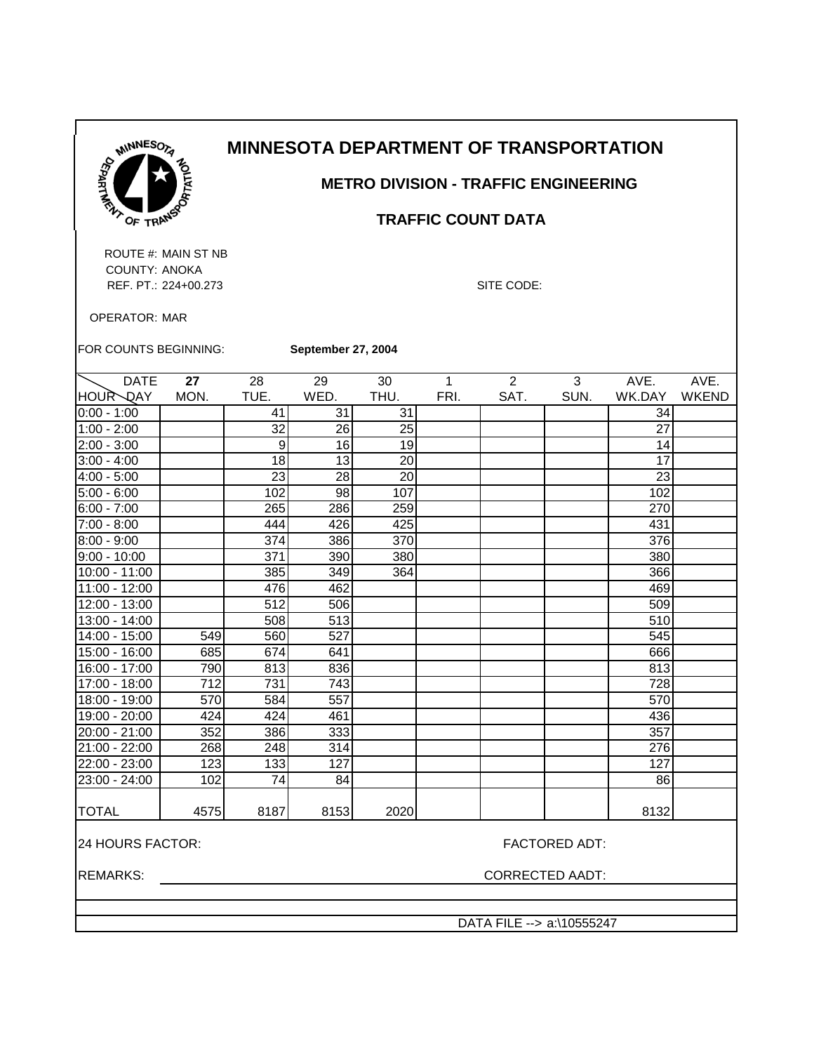# MINNESOTA DEPARTMENT OF TRANSPORTATION

## METRO DIVISION - TRAFFIC ENGINEERING

### TRAFFIC COUNT DATA

ROUTE #: MAIN ST NB
COUNTY: ANOKA
REF. PT.: 224+00.273

SITE CODE:

OPERATOR: MAR

FOR COUNTS BEGINNING: **September 27, 2004**

| DATE / HOUR \ DAY | **27** MON. | 28 TUE. | 29 WED. | 30 THU. | 1 FRI. | 2 SAT. | 3 SUN. | AVE. WK.DAY | AVE. WKEND |
|---|---|---|---|---|---|---|---|---|---|
| 0:00 - 1:00 | | 41 | 31 | 31 | | | | 34 | |
| 1:00 - 2:00 | | 32 | 26 | 25 | | | | 27 | |
| 2:00 - 3:00 | | 9 | 16 | 19 | | | | 14 | |
| 3:00 - 4:00 | | 18 | 13 | 20 | | | | 17 | |
| 4:00 - 5:00 | | 23 | 28 | 20 | | | | 23 | |
| 5:00 - 6:00 | | 102 | 98 | 107 | | | | 102 | |
| 6:00 - 7:00 | | 265 | 286 | 259 | | | | 270 | |
| 7:00 - 8:00 | | 444 | 426 | 425 | | | | 431 | |
| 8:00 - 9:00 | | 374 | 386 | 370 | | | | 376 | |
| 9:00 - 10:00 | | 371 | 390 | 380 | | | | 380 | |
| 10:00 - 11:00 | | 385 | 349 | 364 | | | | 366 | |
| 11:00 - 12:00 | | 476 | 462 | | | | | 469 | |
| 12:00 - 13:00 | | 512 | 506 | | | | | 509 | |
| 13:00 - 14:00 | | 508 | 513 | | | | | 510 | |
| 14:00 - 15:00 | 549 | 560 | 527 | | | | | 545 | |
| 15:00 - 16:00 | 685 | 674 | 641 | | | | | 666 | |
| 16:00 - 17:00 | 790 | 813 | 836 | | | | | 813 | |
| 17:00 - 18:00 | 712 | 731 | 743 | | | | | 728 | |
| 18:00 - 19:00 | 570 | 584 | 557 | | | | | 570 | |
| 19:00 - 20:00 | 424 | 424 | 461 | | | | | 436 | |
| 20:00 - 21:00 | 352 | 386 | 333 | | | | | 357 | |
| 21:00 - 22:00 | 268 | 248 | 314 | | | | | 276 | |
| 22:00 - 23:00 | 123 | 133 | 127 | | | | | 127 | |
| 23:00 - 24:00 | 102 | 74 | 84 | | | | | 86 | |
| TOTAL | 4575 | 8187 | 8153 | 2020 | | | | 8132 | |

24 HOURS FACTOR:

FACTORED ADT:

REMARKS:

CORRECTED AADT:

DATA FILE --> a:\10555247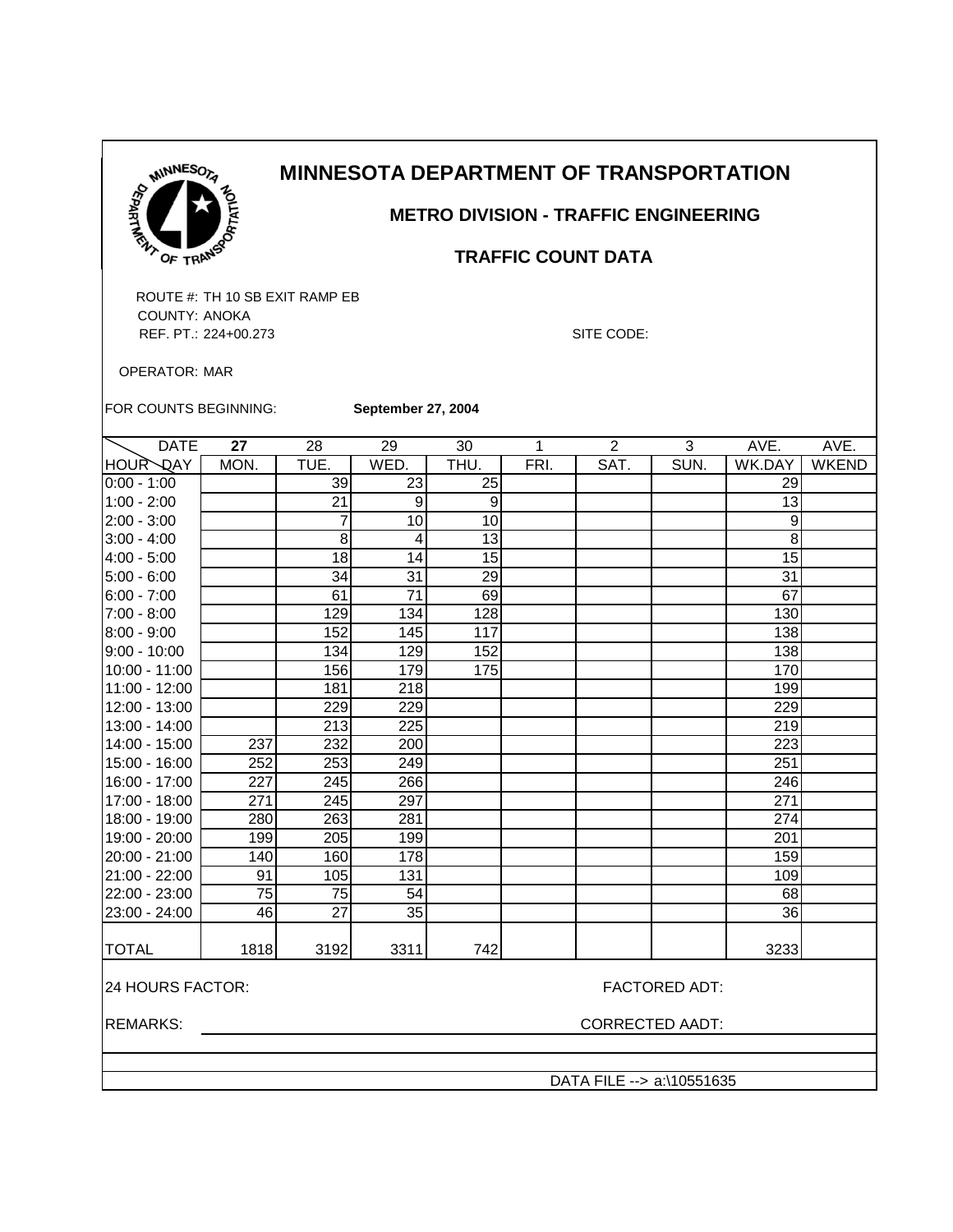# MINNESOTA DEPARTMENT OF TRANSPORTATION

## METRO DIVISION - TRAFFIC ENGINEERING

### TRAFFIC COUNT DATA

ROUTE #: TH 10 SB EXIT RAMP EB
COUNTY: ANOKA
REF. PT.: 224+00.273

SITE CODE:

OPERATOR: MAR

FOR COUNTS BEGINNING: **September 27, 2004**

| DATE / HOUR \ DAY | **27** MON. | 28 TUE. | 29 WED. | 30 THU. | 1 FRI. | 2 SAT. | 3 SUN. | AVE. WK.DAY | AVE. WKEND |
|---|---|---|---|---|---|---|---|---|---|
| 0:00 - 1:00 | | 39 | 23 | 25 | | | | 29 | |
| 1:00 - 2:00 | | 21 | 9 | 9 | | | | 13 | |
| 2:00 - 3:00 | | 7 | 10 | 10 | | | | 9 | |
| 3:00 - 4:00 | | 8 | 4 | 13 | | | | 8 | |
| 4:00 - 5:00 | | 18 | 14 | 15 | | | | 15 | |
| 5:00 - 6:00 | | 34 | 31 | 29 | | | | 31 | |
| 6:00 - 7:00 | | 61 | 71 | 69 | | | | 67 | |
| 7:00 - 8:00 | | 129 | 134 | 128 | | | | 130 | |
| 8:00 - 9:00 | | 152 | 145 | 117 | | | | 138 | |
| 9:00 - 10:00 | | 134 | 129 | 152 | | | | 138 | |
| 10:00 - 11:00 | | 156 | 179 | 175 | | | | 170 | |
| 11:00 - 12:00 | | 181 | 218 | | | | | 199 | |
| 12:00 - 13:00 | | 229 | 229 | | | | | 229 | |
| 13:00 - 14:00 | | 213 | 225 | | | | | 219 | |
| 14:00 - 15:00 | 237 | 232 | 200 | | | | | 223 | |
| 15:00 - 16:00 | 252 | 253 | 249 | | | | | 251 | |
| 16:00 - 17:00 | 227 | 245 | 266 | | | | | 246 | |
| 17:00 - 18:00 | 271 | 245 | 297 | | | | | 271 | |
| 18:00 - 19:00 | 280 | 263 | 281 | | | | | 274 | |
| 19:00 - 20:00 | 199 | 205 | 199 | | | | | 201 | |
| 20:00 - 21:00 | 140 | 160 | 178 | | | | | 159 | |
| 21:00 - 22:00 | 91 | 105 | 131 | | | | | 109 | |
| 22:00 - 23:00 | 75 | 75 | 54 | | | | | 68 | |
| 23:00 - 24:00 | 46 | 27 | 35 | | | | | 36 | |
| TOTAL | 1818 | 3192 | 3311 | 742 | | | | 3233 | |

24 HOURS FACTOR: FACTORED ADT:

REMARKS: CORRECTED AADT:

DATA FILE --> a:\10551635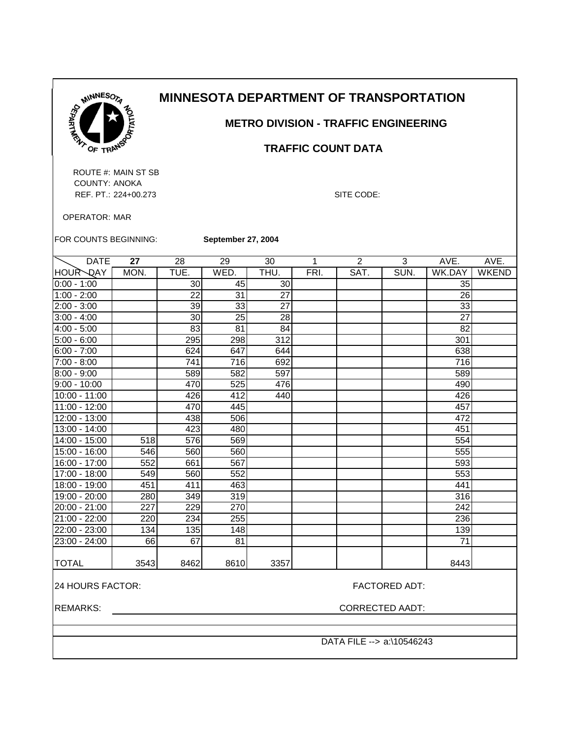# MINNESOTA DEPARTMENT OF TRANSPORTATION

## METRO DIVISION - TRAFFIC ENGINEERING

## TRAFFIC COUNT DATA

ROUTE #: MAIN ST SB
COUNTY: ANOKA
REF. PT.: 224+00.273

SITE CODE:

OPERATOR: MAR

FOR COUNTS BEGINNING: **September 27, 2004**

| DATE / HOUR \ DAY | **27** MON. | 28 TUE. | 29 WED. | 30 THU. | 1 FRI. | 2 SAT. | 3 SUN. | AVE. WK.DAY | AVE. WKEND |
|---|---|---|---|---|---|---|---|---|---|
| 0:00 - 1:00 | | 30 | 45 | 30 | | | | 35 | |
| 1:00 - 2:00 | | 22 | 31 | 27 | | | | 26 | |
| 2:00 - 3:00 | | 39 | 33 | 27 | | | | 33 | |
| 3:00 - 4:00 | | 30 | 25 | 28 | | | | 27 | |
| 4:00 - 5:00 | | 83 | 81 | 84 | | | | 82 | |
| 5:00 - 6:00 | | 295 | 298 | 312 | | | | 301 | |
| 6:00 - 7:00 | | 624 | 647 | 644 | | | | 638 | |
| 7:00 - 8:00 | | 741 | 716 | 692 | | | | 716 | |
| 8:00 - 9:00 | | 589 | 582 | 597 | | | | 589 | |
| 9:00 - 10:00 | | 470 | 525 | 476 | | | | 490 | |
| 10:00 - 11:00 | | 426 | 412 | 440 | | | | 426 | |
| 11:00 - 12:00 | | 470 | 445 | | | | | 457 | |
| 12:00 - 13:00 | | 438 | 506 | | | | | 472 | |
| 13:00 - 14:00 | | 423 | 480 | | | | | 451 | |
| 14:00 - 15:00 | 518 | 576 | 569 | | | | | 554 | |
| 15:00 - 16:00 | 546 | 560 | 560 | | | | | 555 | |
| 16:00 - 17:00 | 552 | 661 | 567 | | | | | 593 | |
| 17:00 - 18:00 | 549 | 560 | 552 | | | | | 553 | |
| 18:00 - 19:00 | 451 | 411 | 463 | | | | | 441 | |
| 19:00 - 20:00 | 280 | 349 | 319 | | | | | 316 | |
| 20:00 - 21:00 | 227 | 229 | 270 | | | | | 242 | |
| 21:00 - 22:00 | 220 | 234 | 255 | | | | | 236 | |
| 22:00 - 23:00 | 134 | 135 | 148 | | | | | 139 | |
| 23:00 - 24:00 | 66 | 67 | 81 | | | | | 71 | |
| TOTAL | 3543 | 8462 | 8610 | 3357 | | | | 8443 | |

24 HOURS FACTOR:

FACTORED ADT:

REMARKS:

CORRECTED AADT:

DATA FILE --> a:\10546243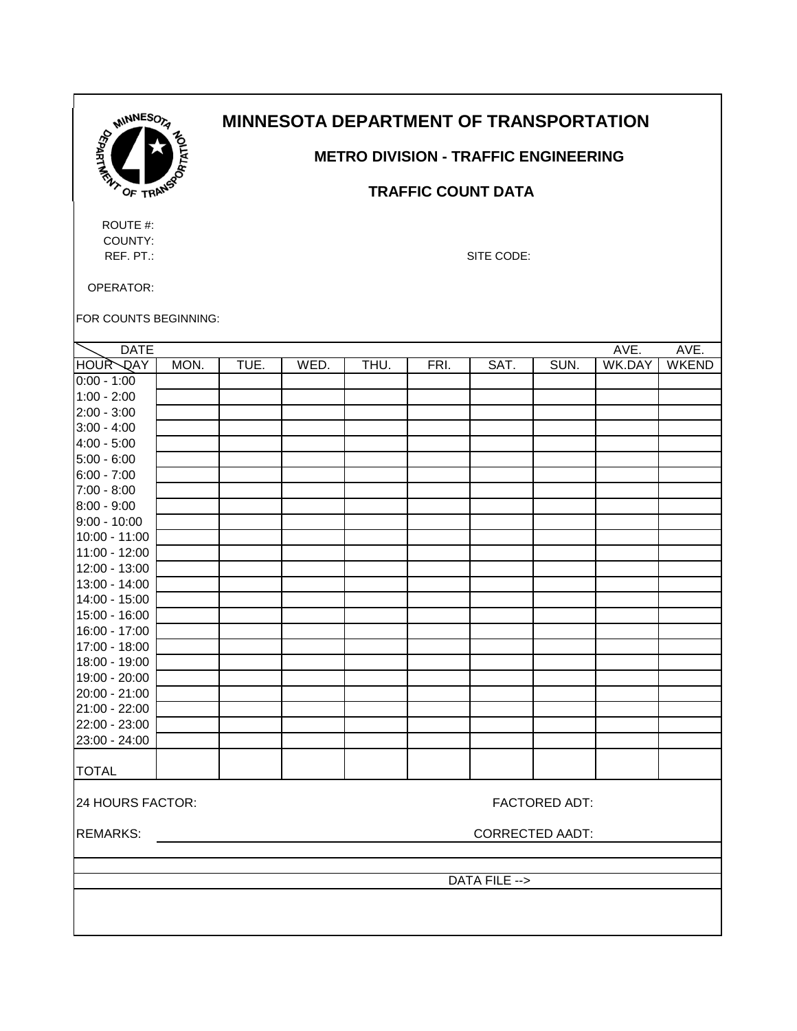# MINNESOTA DEPARTMENT OF TRANSPORTATION

## METRO DIVISION - TRAFFIC ENGINEERING

### TRAFFIC COUNT DATA

ROUTE #:
COUNTY:
REF. PT.: SITE CODE:

OPERATOR:

FOR COUNTS BEGINNING:

| DATE / HOUR \ DAY | MON. | TUE. | WED. | THU. | FRI. | SAT. | SUN. | AVE. WK.DAY | AVE. WKEND |
|---|---|---|---|---|---|---|---|---|---|
| 0:00 - 1:00 | | | | | | | | | |
| 1:00 - 2:00 | | | | | | | | | |
| 2:00 - 3:00 | | | | | | | | | |
| 3:00 - 4:00 | | | | | | | | | |
| 4:00 - 5:00 | | | | | | | | | |
| 5:00 - 6:00 | | | | | | | | | |
| 6:00 - 7:00 | | | | | | | | | |
| 7:00 - 8:00 | | | | | | | | | |
| 8:00 - 9:00 | | | | | | | | | |
| 9:00 - 10:00 | | | | | | | | | |
| 10:00 - 11:00 | | | | | | | | | |
| 11:00 - 12:00 | | | | | | | | | |
| 12:00 - 13:00 | | | | | | | | | |
| 13:00 - 14:00 | | | | | | | | | |
| 14:00 - 15:00 | | | | | | | | | |
| 15:00 - 16:00 | | | | | | | | | |
| 16:00 - 17:00 | | | | | | | | | |
| 17:00 - 18:00 | | | | | | | | | |
| 18:00 - 19:00 | | | | | | | | | |
| 19:00 - 20:00 | | | | | | | | | |
| 20:00 - 21:00 | | | | | | | | | |
| 21:00 - 22:00 | | | | | | | | | |
| 22:00 - 23:00 | | | | | | | | | |
| 23:00 - 24:00 | | | | | | | | | |
| TOTAL | | | | | | | | | |

24 HOURS FACTOR: FACTORED ADT:

REMARKS: CORRECTED AADT:

DATA FILE -->